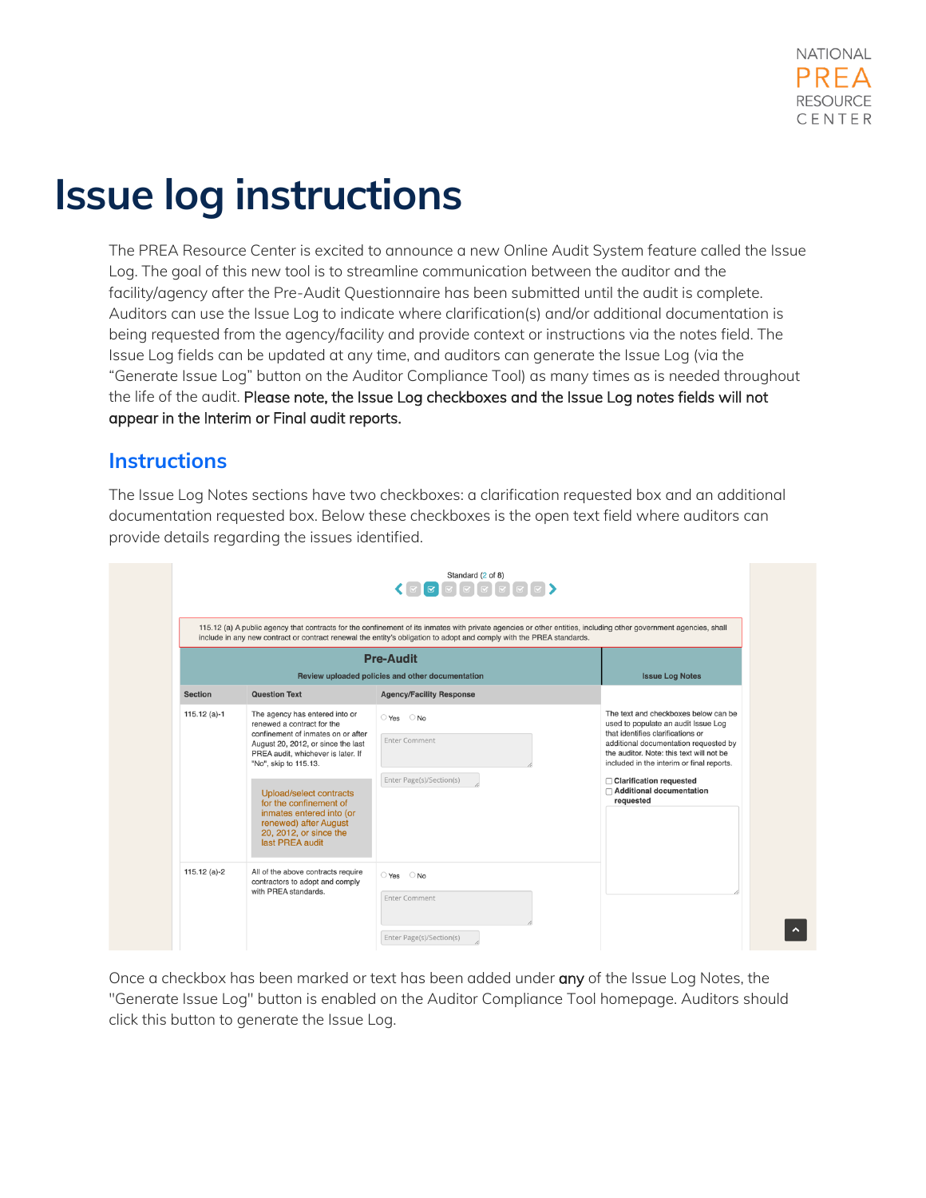# Issue log instructions

The PREA Resource Center is excited to announce a new Online Audit System feature called the Issue Log. The goal of this new tool is to streamline communication between the auditor and the facility/agency after the Pre-Audit Questionnaire has been submitted until the audit is complete. Auditors can use the Issue Log to indicate where clarification(s) and/or additional documentation is being requested from the agency/facility and provide context or instructions via the notes field. The Issue Log fields can be updated at any time, and auditors can generate the Issue Log (via the "Generate Issue Log" button on the Auditor Compliance Tool) as many times as is needed throughout the life of the audit. **Please note, the Issue Log checkboxes and the Issue Log notes fields will not appear in the Interim or Final audit reports.**

## Instructions

The Issue Log Notes sections have two checkboxes: a clarification requested box and an additional documentation requested box. Below these checkboxes is the open text field where auditors can provide details regarding the issues identified.

Once a checkbox has been marked or text has been added under **any** of the Issue Log Notes, the "Generate Issue Log" button is enabled on the Auditor Compliance Tool homepage. Auditors should click this button to generate the Issue Log.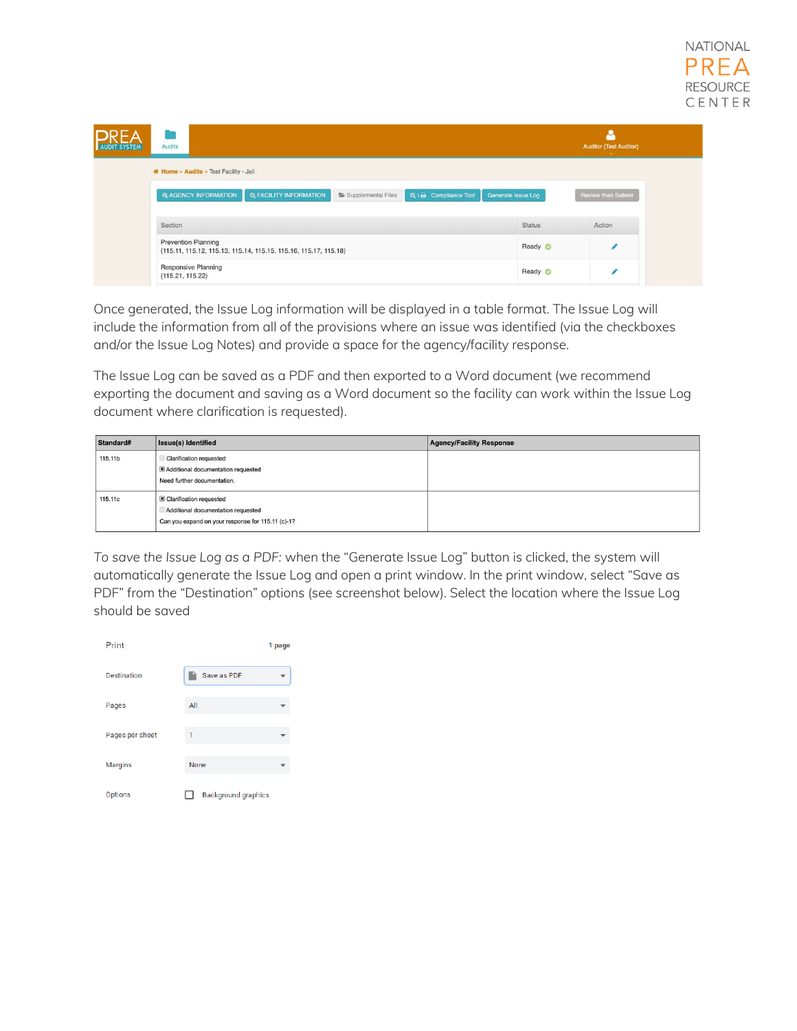Once generated, the Issue Log information will be displayed in a table format. The Issue Log will include the information from all of the provisions where an issue was identified (via the checkboxes and/or the Issue Log Notes) and provide a space for the agency/facility response.

The Issue Log can be saved as a PDF and then exported to a Word document (we recommend exporting the document and saving as a Word document so the facility can work within the Issue Log document where clarification is requested).

| Standard# | Issue(s) Identified | Agency/Facility Response |
| --- | --- | --- |
| 115.11b | ☐ Clarification requested<br>☒ Additional documentation requested<br>Need further documentation. | |
| 115.11c | ☒ Clarification requested<br>☐ Additional documentation requested<br>Can you expand on your response for 115.11 (c)-1? | |

*To save the Issue Log as a PDF*: when the "Generate Issue Log" button is clicked, the system will automatically generate the Issue Log and open a print window. In the print window, select "Save as PDF" from the "Destination" options (see screenshot below). Select the location where the Issue Log should be saved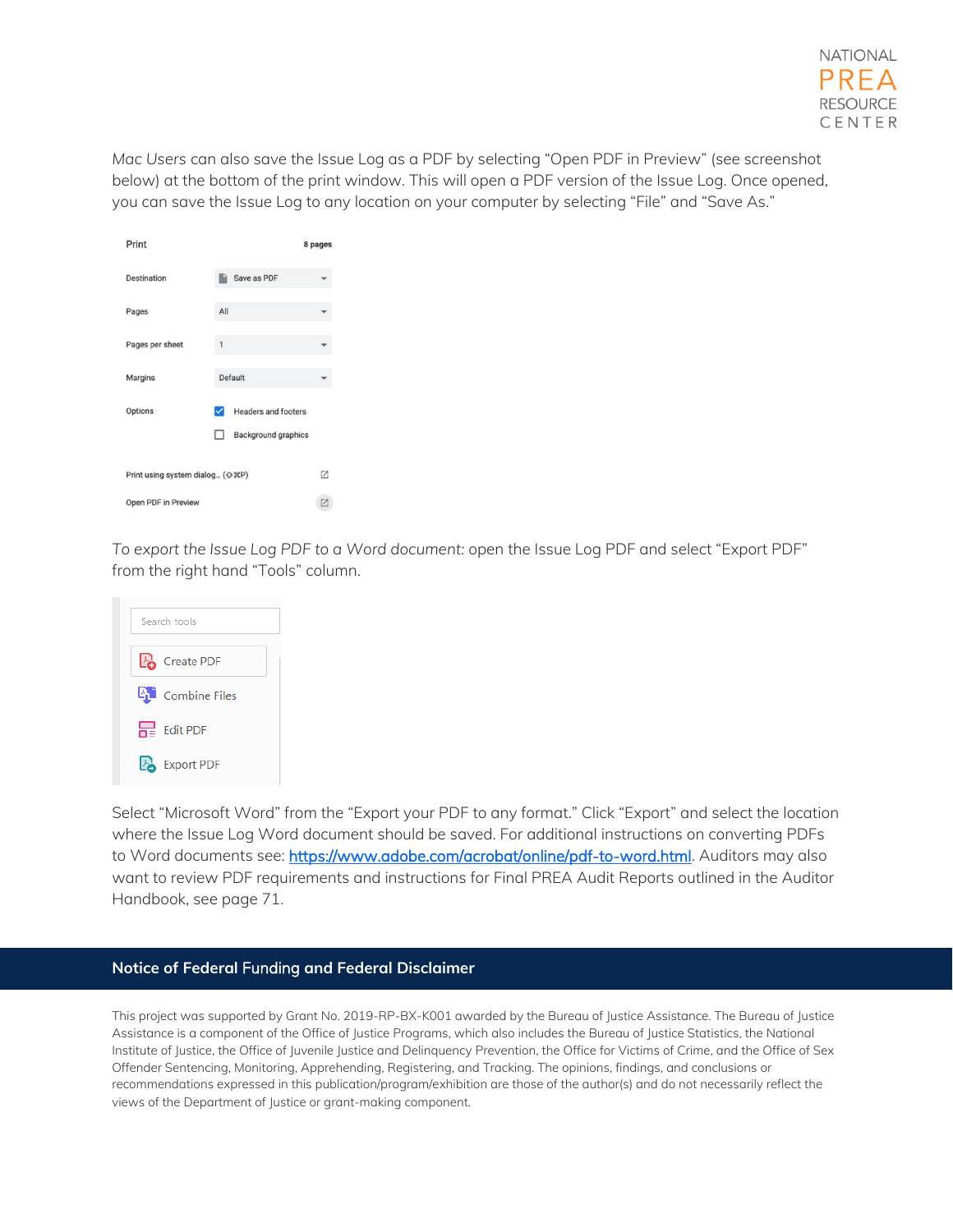*Mac Users* can also save the Issue Log as a PDF by selecting "Open PDF in Preview" (see screenshot below) at the bottom of the print window. This will open a PDF version of the Issue Log. Once opened, you can save the Issue Log to any location on your computer by selecting "File" and "Save As."

Print 8 pages

Destination Save as PDF

Pages All

Pages per sheet 1

Margins Default

Options Headers and footers

Background graphics

Print using system dialog... (⇧⌘P)

Open PDF in Preview

*To export the Issue Log PDF to a Word document:* open the Issue Log PDF and select "Export PDF" from the right hand "Tools" column.

Search tools

Create PDF

Combine Files

Edit PDF

Export PDF

Select "Microsoft Word" from the "Export your PDF to any format." Click "Export" and select the location where the Issue Log Word document should be saved. For additional instructions on converting PDFs to Word documents see: [https://www.adobe.com/acrobat/online/pdf-to-word.html](https://www.adobe.com/acrobat/online/pdf-to-word.html). Auditors may also want to review PDF requirements and instructions for Final PREA Audit Reports outlined in the Auditor Handbook, see page 71.

## Notice of Federal Funding and Federal Disclaimer

This project was supported by Grant No. 2019-RP-BX-K001 awarded by the Bureau of Justice Assistance. The Bureau of Justice Assistance is a component of the Office of Justice Programs, which also includes the Bureau of Justice Statistics, the National Institute of Justice, the Office of Juvenile Justice and Delinquency Prevention, the Office for Victims of Crime, and the Office of Sex Offender Sentencing, Monitoring, Apprehending, Registering, and Tracking. The opinions, findings, and conclusions or recommendations expressed in this publication/program/exhibition are those of the author(s) and do not necessarily reflect the views of the Department of Justice or grant-making component.